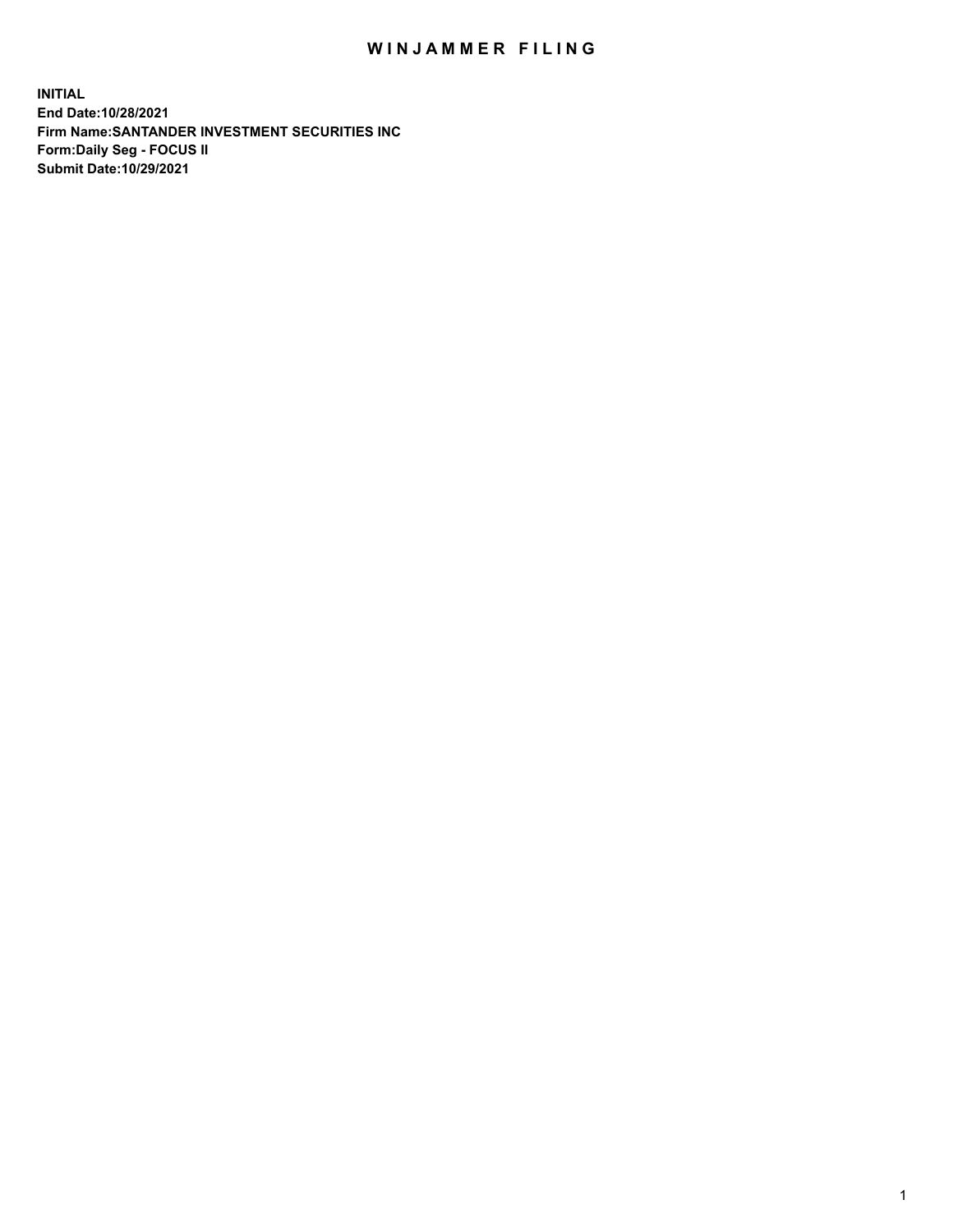# WINJAMMER FILING

**INITIAL**
**End Date:10/28/2021**
**Firm Name:SANTANDER INVESTMENT SECURITIES INC**
**Form:Daily Seg - FOCUS II**
**Submit Date:10/29/2021**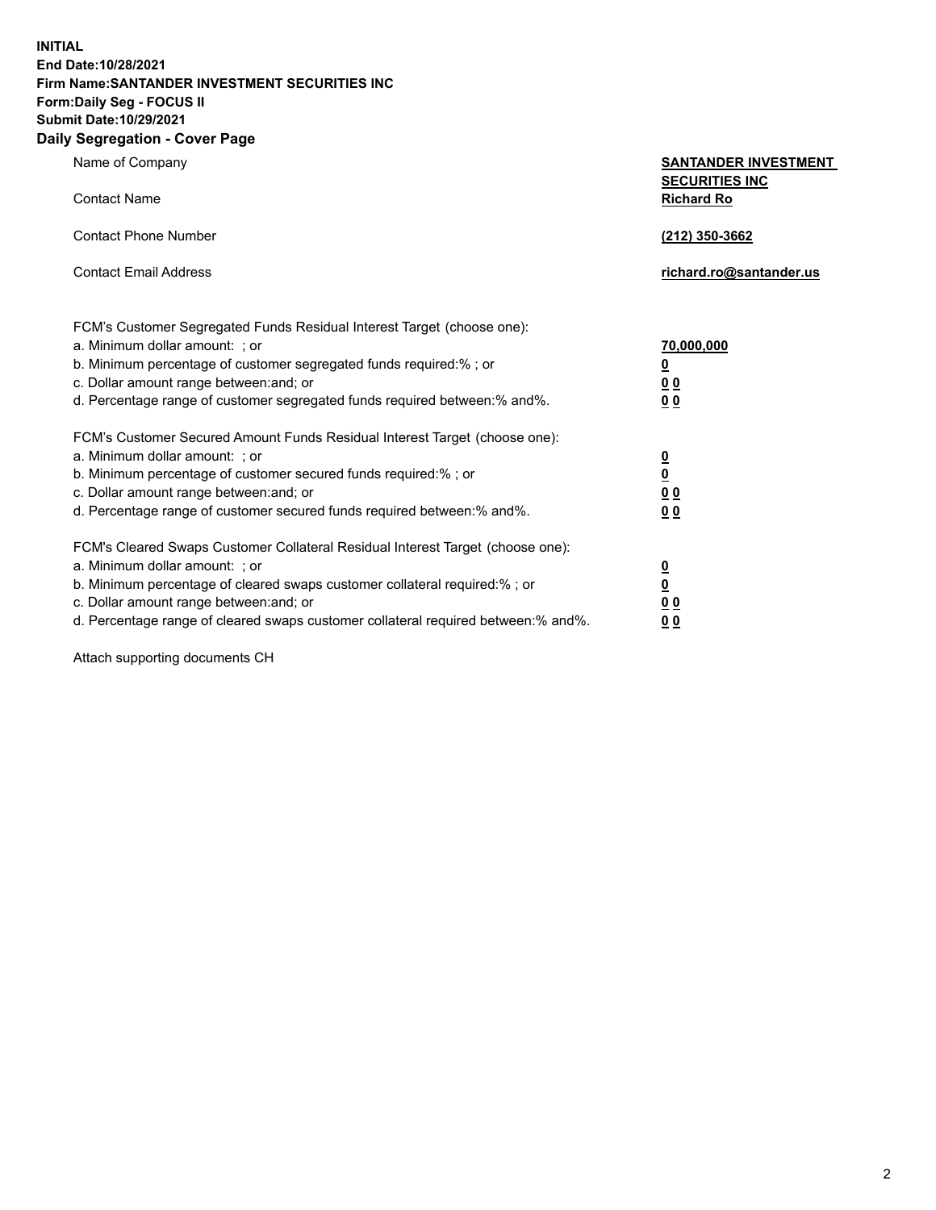**INITIAL**
**End Date:10/28/2021**
**Firm Name:SANTANDER INVESTMENT SECURITIES INC**
**Form:Daily Seg - FOCUS II**
**Submit Date:10/29/2021**

## Daily Segregation - Cover Page

| | |
|---|---|
| Name of Company | **SANTANDER INVESTMENT SECURITIES INC** |
| Contact Name | **Richard Ro** |
| Contact Phone Number | **(212) 350-3662** |
| Contact Email Address | **richard.ro@santander.us** |

| | |
|---|---|
| FCM's Customer Segregated Funds Residual Interest Target (choose one): | |
| a. Minimum dollar amount: ; or | **70,000,000** |
| b. Minimum percentage of customer segregated funds required:% ; or | **0** |
| c. Dollar amount range between:and; or | **0 0** |
| d. Percentage range of customer segregated funds required between:% and%. | **0 0** |
| FCM's Customer Secured Amount Funds Residual Interest Target (choose one): | |
| a. Minimum dollar amount: ; or | **0** |
| b. Minimum percentage of customer secured funds required:% ; or | **0** |
| c. Dollar amount range between:and; or | **0 0** |
| d. Percentage range of customer secured funds required between:% and%. | **0 0** |
| FCM's Cleared Swaps Customer Collateral Residual Interest Target (choose one): | |
| a. Minimum dollar amount: ; or | **0** |
| b. Minimum percentage of cleared swaps customer collateral required:% ; or | **0** |
| c. Dollar amount range between:and; or | **0 0** |
| d. Percentage range of cleared swaps customer collateral required between:% and%. | **0 0** |

Attach supporting documents CH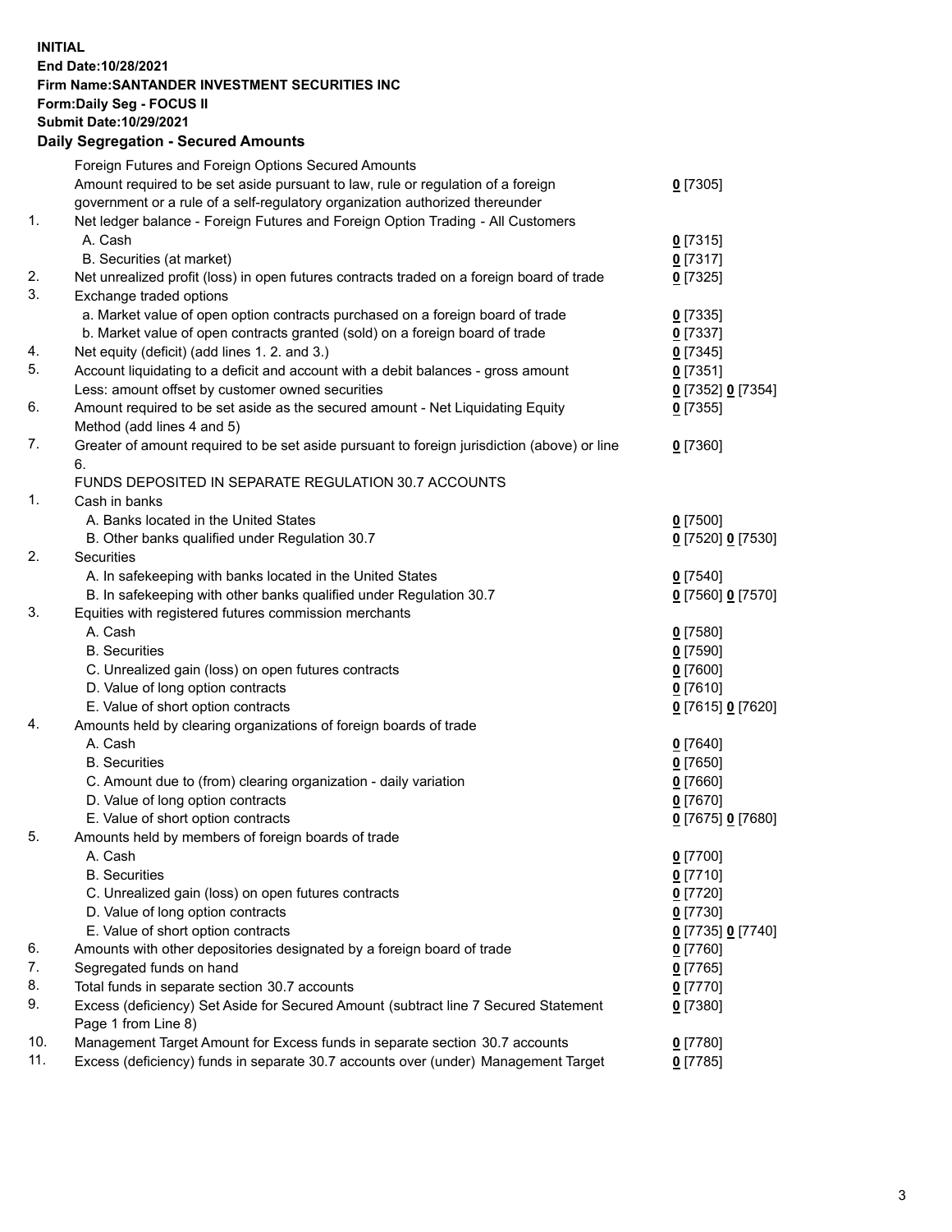**INITIAL**
**End Date:10/28/2021**
**Firm Name:SANTANDER INVESTMENT SECURITIES INC**
**Form:Daily Seg - FOCUS II**
**Submit Date:10/29/2021**

### Daily Segregation - Secured Amounts

| | | |
|---|---|---|
| | Foreign Futures and Foreign Options Secured Amounts | |
| | Amount required to be set aside pursuant to law, rule or regulation of a foreign government or a rule of a self-regulatory organization authorized thereunder | **0** [7305] |
| 1. | Net ledger balance - Foreign Futures and Foreign Option Trading - All Customers | |
| | A. Cash | **0** [7315] |
| | B. Securities (at market) | **0** [7317] |
| 2. | Net unrealized profit (loss) in open futures contracts traded on a foreign board of trade | **0** [7325] |
| 3. | Exchange traded options | |
| | a. Market value of open option contracts purchased on a foreign board of trade | **0** [7335] |
| | b. Market value of open contracts granted (sold) on a foreign board of trade | **0** [7337] |
| 4. | Net equity (deficit) (add lines 1. 2. and 3.) | **0** [7345] |
| 5. | Account liquidating to a deficit and account with a debit balances - gross amount | **0** [7351] |
| | Less: amount offset by customer owned securities | **0** [7352] **0** [7354] |
| 6. | Amount required to be set aside as the secured amount - Net Liquidating Equity Method (add lines 4 and 5) | **0** [7355] |
| 7. | Greater of amount required to be set aside pursuant to foreign jurisdiction (above) or line 6. | **0** [7360] |
| | FUNDS DEPOSITED IN SEPARATE REGULATION 30.7 ACCOUNTS | |
| 1. | Cash in banks | |
| | A. Banks located in the United States | **0** [7500] |
| | B. Other banks qualified under Regulation 30.7 | **0** [7520] **0** [7530] |
| 2. | Securities | |
| | A. In safekeeping with banks located in the United States | **0** [7540] |
| | B. In safekeeping with other banks qualified under Regulation 30.7 | **0** [7560] **0** [7570] |
| 3. | Equities with registered futures commission merchants | |
| | A. Cash | **0** [7580] |
| | B. Securities | **0** [7590] |
| | C. Unrealized gain (loss) on open futures contracts | **0** [7600] |
| | D. Value of long option contracts | **0** [7610] |
| | E. Value of short option contracts | **0** [7615] **0** [7620] |
| 4. | Amounts held by clearing organizations of foreign boards of trade | |
| | A. Cash | **0** [7640] |
| | B. Securities | **0** [7650] |
| | C. Amount due to (from) clearing organization - daily variation | **0** [7660] |
| | D. Value of long option contracts | **0** [7670] |
| | E. Value of short option contracts | **0** [7675] **0** [7680] |
| 5. | Amounts held by members of foreign boards of trade | |
| | A. Cash | **0** [7700] |
| | B. Securities | **0** [7710] |
| | C. Unrealized gain (loss) on open futures contracts | **0** [7720] |
| | D. Value of long option contracts | **0** [7730] |
| | E. Value of short option contracts | **0** [7735] **0** [7740] |
| 6. | Amounts with other depositories designated by a foreign board of trade | **0** [7760] |
| 7. | Segregated funds on hand | **0** [7765] |
| 8. | Total funds in separate section 30.7 accounts | **0** [7770] |
| 9. | Excess (deficiency) Set Aside for Secured Amount (subtract line 7 Secured Statement Page 1 from Line 8) | **0** [7380] |
| 10. | Management Target Amount for Excess funds in separate section 30.7 accounts | **0** [7780] |
| 11. | Excess (deficiency) funds in separate 30.7 accounts over (under) Management Target | **0** [7785] |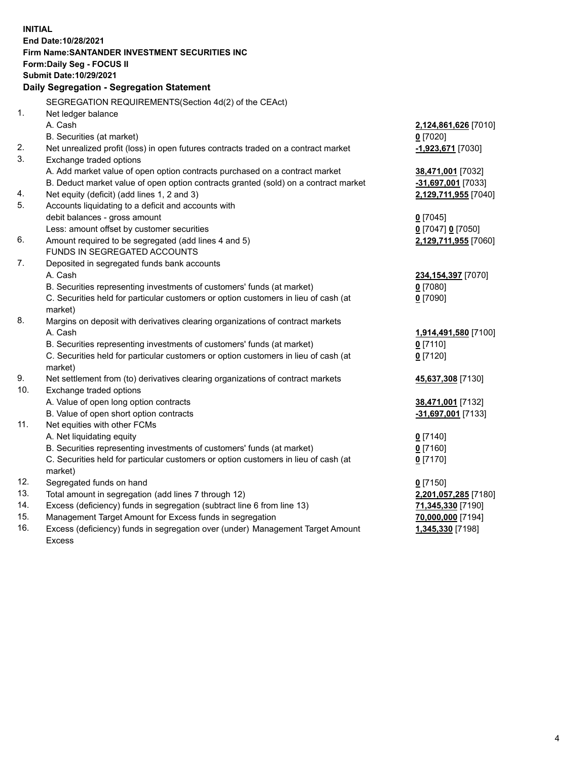**INITIAL**
**End Date:10/28/2021**
**Firm Name:SANTANDER INVESTMENT SECURITIES INC**
**Form:Daily Seg - FOCUS II**
**Submit Date:10/29/2021**

**Daily Segregation - Segregation Statement**

SEGREGATION REQUIREMENTS(Section 4d(2) of the CEAct)

| | | |
|---|---|---|
| 1. | Net ledger balance | |
| | A. Cash | **2,124,861,626** [7010] |
| | B. Securities (at market) | **0** [7020] |
| 2. | Net unrealized profit (loss) in open futures contracts traded on a contract market | **-1,923,671** [7030] |
| 3. | Exchange traded options | |
| | A. Add market value of open option contracts purchased on a contract market | **38,471,001** [7032] |
| | B. Deduct market value of open option contracts granted (sold) on a contract market | **-31,697,001** [7033] |
| 4. | Net equity (deficit) (add lines 1, 2 and 3) | **2,129,711,955** [7040] |
| 5. | Accounts liquidating to a deficit and accounts with debit balances - gross amount | **0** [7045] |
| | Less: amount offset by customer securities | **0** [7047] **0** [7050] |
| 6. | Amount required to be segregated (add lines 4 and 5) | **2,129,711,955** [7060] |
| | FUNDS IN SEGREGATED ACCOUNTS | |
| 7. | Deposited in segregated funds bank accounts | |
| | A. Cash | **234,154,397** [7070] |
| | B. Securities representing investments of customers' funds (at market) | **0** [7080] |
| | C. Securities held for particular customers or option customers in lieu of cash (at market) | **0** [7090] |
| 8. | Margins on deposit with derivatives clearing organizations of contract markets | |
| | A. Cash | **1,914,491,580** [7100] |
| | B. Securities representing investments of customers' funds (at market) | **0** [7110] |
| | C. Securities held for particular customers or option customers in lieu of cash (at market) | **0** [7120] |
| 9. | Net settlement from (to) derivatives clearing organizations of contract markets | **45,637,308** [7130] |
| 10. | Exchange traded options | |
| | A. Value of open long option contracts | **38,471,001** [7132] |
| | B. Value of open short option contracts | **-31,697,001** [7133] |
| 11. | Net equities with other FCMs | |
| | A. Net liquidating equity | **0** [7140] |
| | B. Securities representing investments of customers' funds (at market) | **0** [7160] |
| | C. Securities held for particular customers or option customers in lieu of cash (at market) | **0** [7170] |
| 12. | Segregated funds on hand | **0** [7150] |
| 13. | Total amount in segregation (add lines 7 through 12) | **2,201,057,285** [7180] |
| 14. | Excess (deficiency) funds in segregation (subtract line 6 from line 13) | **71,345,330** [7190] |
| 15. | Management Target Amount for Excess funds in segregation | **70,000,000** [7194] |
| 16. | Excess (deficiency) funds in segregation over (under) Management Target Amount Excess | **1,345,330** [7198] |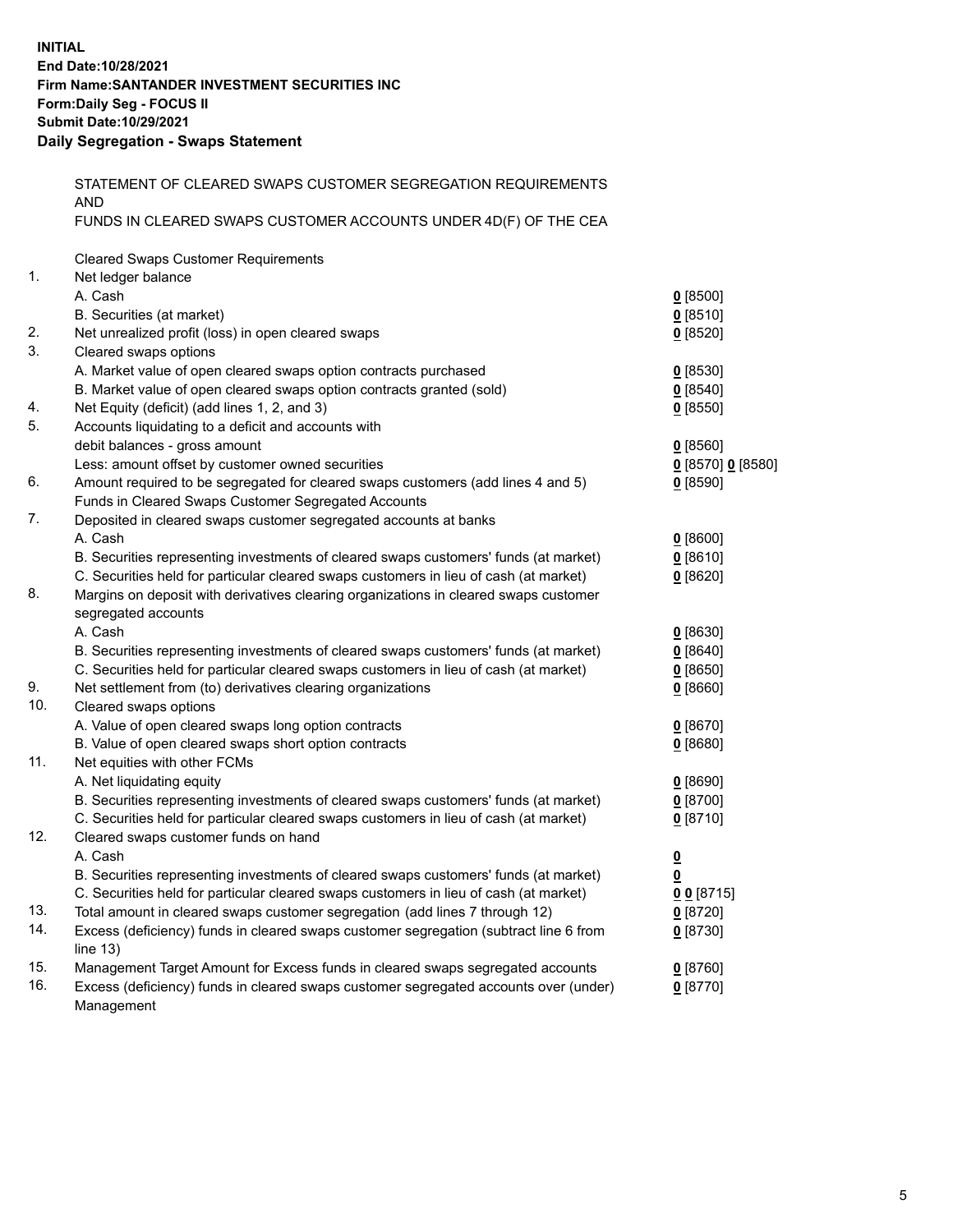**INITIAL**
**End Date:10/28/2021**
**Firm Name:SANTANDER INVESTMENT SECURITIES INC**
**Form:Daily Seg - FOCUS II**
**Submit Date:10/29/2021**
**Daily Segregation - Swaps Statement**

STATEMENT OF CLEARED SWAPS CUSTOMER SEGREGATION REQUIREMENTS AND FUNDS IN CLEARED SWAPS CUSTOMER ACCOUNTS UNDER 4D(F) OF THE CEA

| | | |
|---|---|---|
| | Cleared Swaps Customer Requirements | |
| 1. | Net ledger balance | |
| | A. Cash | 0 [8500] |
| | B. Securities (at market) | 0 [8510] |
| 2. | Net unrealized profit (loss) in open cleared swaps | 0 [8520] |
| 3. | Cleared swaps options | |
| | A. Market value of open cleared swaps option contracts purchased | 0 [8530] |
| | B. Market value of open cleared swaps option contracts granted (sold) | 0 [8540] |
| 4. | Net Equity (deficit) (add lines 1, 2, and 3) | 0 [8550] |
| 5. | Accounts liquidating to a deficit and accounts with debit balances - gross amount | 0 [8560] |
| | Less: amount offset by customer owned securities | 0 [8570] 0 [8580] |
| 6. | Amount required to be segregated for cleared swaps customers (add lines 4 and 5) | 0 [8590] |
| | Funds in Cleared Swaps Customer Segregated Accounts | |
| 7. | Deposited in cleared swaps customer segregated accounts at banks | |
| | A. Cash | 0 [8600] |
| | B. Securities representing investments of cleared swaps customers' funds (at market) | 0 [8610] |
| | C. Securities held for particular cleared swaps customers in lieu of cash (at market) | 0 [8620] |
| 8. | Margins on deposit with derivatives clearing organizations in cleared swaps customer segregated accounts | |
| | A. Cash | 0 [8630] |
| | B. Securities representing investments of cleared swaps customers' funds (at market) | 0 [8640] |
| | C. Securities held for particular cleared swaps customers in lieu of cash (at market) | 0 [8650] |
| 9. | Net settlement from (to) derivatives clearing organizations | 0 [8660] |
| 10. | Cleared swaps options | |
| | A. Value of open cleared swaps long option contracts | 0 [8670] |
| | B. Value of open cleared swaps short option contracts | 0 [8680] |
| 11. | Net equities with other FCMs | |
| | A. Net liquidating equity | 0 [8690] |
| | B. Securities representing investments of cleared swaps customers' funds (at market) | 0 [8700] |
| | C. Securities held for particular cleared swaps customers in lieu of cash (at market) | 0 [8710] |
| 12. | Cleared swaps customer funds on hand | |
| | A. Cash | 0 |
| | B. Securities representing investments of cleared swaps customers' funds (at market) | 0 |
| | C. Securities held for particular cleared swaps customers in lieu of cash (at market) | 0 0 [8715] |
| 13. | Total amount in cleared swaps customer segregation (add lines 7 through 12) | 0 [8720] |
| 14. | Excess (deficiency) funds in cleared swaps customer segregation (subtract line 6 from line 13) | 0 [8730] |
| 15. | Management Target Amount for Excess funds in cleared swaps segregated accounts | 0 [8760] |
| 16. | Excess (deficiency) funds in cleared swaps customer segregated accounts over (under) Management | 0 [8770] |